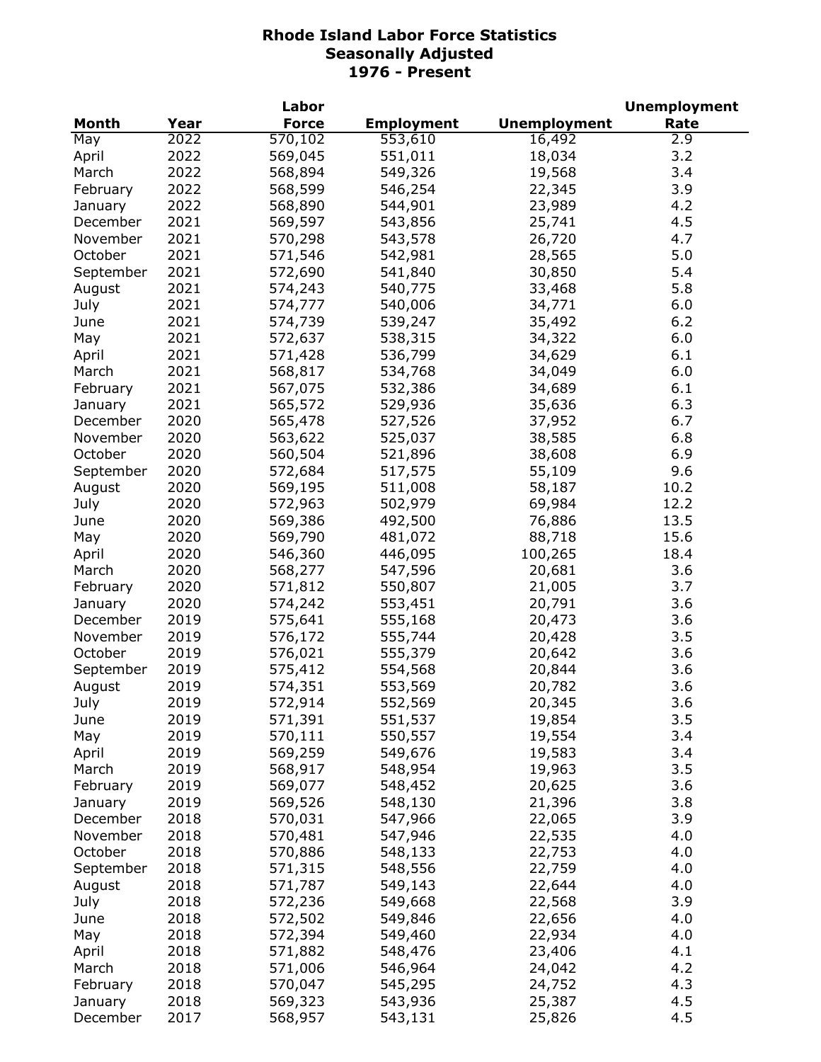# Rhode Island Labor Force Statistics
## Seasonally Adjusted
## 1976 - Present

| Month | Year | Labor Force | Employment | Unemployment | Unemployment Rate |
|---|---|---|---|---|---|
| May | 2022 | 570,102 | 553,610 | 16,492 | 2.9 |
| April | 2022 | 569,045 | 551,011 | 18,034 | 3.2 |
| March | 2022 | 568,894 | 549,326 | 19,568 | 3.4 |
| February | 2022 | 568,599 | 546,254 | 22,345 | 3.9 |
| January | 2022 | 568,890 | 544,901 | 23,989 | 4.2 |
| December | 2021 | 569,597 | 543,856 | 25,741 | 4.5 |
| November | 2021 | 570,298 | 543,578 | 26,720 | 4.7 |
| October | 2021 | 571,546 | 542,981 | 28,565 | 5.0 |
| September | 2021 | 572,690 | 541,840 | 30,850 | 5.4 |
| August | 2021 | 574,243 | 540,775 | 33,468 | 5.8 |
| July | 2021 | 574,777 | 540,006 | 34,771 | 6.0 |
| June | 2021 | 574,739 | 539,247 | 35,492 | 6.2 |
| May | 2021 | 572,637 | 538,315 | 34,322 | 6.0 |
| April | 2021 | 571,428 | 536,799 | 34,629 | 6.1 |
| March | 2021 | 568,817 | 534,768 | 34,049 | 6.0 |
| February | 2021 | 567,075 | 532,386 | 34,689 | 6.1 |
| January | 2021 | 565,572 | 529,936 | 35,636 | 6.3 |
| December | 2020 | 565,478 | 527,526 | 37,952 | 6.7 |
| November | 2020 | 563,622 | 525,037 | 38,585 | 6.8 |
| October | 2020 | 560,504 | 521,896 | 38,608 | 6.9 |
| September | 2020 | 572,684 | 517,575 | 55,109 | 9.6 |
| August | 2020 | 569,195 | 511,008 | 58,187 | 10.2 |
| July | 2020 | 572,963 | 502,979 | 69,984 | 12.2 |
| June | 2020 | 569,386 | 492,500 | 76,886 | 13.5 |
| May | 2020 | 569,790 | 481,072 | 88,718 | 15.6 |
| April | 2020 | 546,360 | 446,095 | 100,265 | 18.4 |
| March | 2020 | 568,277 | 547,596 | 20,681 | 3.6 |
| February | 2020 | 571,812 | 550,807 | 21,005 | 3.7 |
| January | 2020 | 574,242 | 553,451 | 20,791 | 3.6 |
| December | 2019 | 575,641 | 555,168 | 20,473 | 3.6 |
| November | 2019 | 576,172 | 555,744 | 20,428 | 3.5 |
| October | 2019 | 576,021 | 555,379 | 20,642 | 3.6 |
| September | 2019 | 575,412 | 554,568 | 20,844 | 3.6 |
| August | 2019 | 574,351 | 553,569 | 20,782 | 3.6 |
| July | 2019 | 572,914 | 552,569 | 20,345 | 3.6 |
| June | 2019 | 571,391 | 551,537 | 19,854 | 3.5 |
| May | 2019 | 570,111 | 550,557 | 19,554 | 3.4 |
| April | 2019 | 569,259 | 549,676 | 19,583 | 3.4 |
| March | 2019 | 568,917 | 548,954 | 19,963 | 3.5 |
| February | 2019 | 569,077 | 548,452 | 20,625 | 3.6 |
| January | 2019 | 569,526 | 548,130 | 21,396 | 3.8 |
| December | 2018 | 570,031 | 547,966 | 22,065 | 3.9 |
| November | 2018 | 570,481 | 547,946 | 22,535 | 4.0 |
| October | 2018 | 570,886 | 548,133 | 22,753 | 4.0 |
| September | 2018 | 571,315 | 548,556 | 22,759 | 4.0 |
| August | 2018 | 571,787 | 549,143 | 22,644 | 4.0 |
| July | 2018 | 572,236 | 549,668 | 22,568 | 3.9 |
| June | 2018 | 572,502 | 549,846 | 22,656 | 4.0 |
| May | 2018 | 572,394 | 549,460 | 22,934 | 4.0 |
| April | 2018 | 571,882 | 548,476 | 23,406 | 4.1 |
| March | 2018 | 571,006 | 546,964 | 24,042 | 4.2 |
| February | 2018 | 570,047 | 545,295 | 24,752 | 4.3 |
| January | 2018 | 569,323 | 543,936 | 25,387 | 4.5 |
| December | 2017 | 568,957 | 543,131 | 25,826 | 4.5 |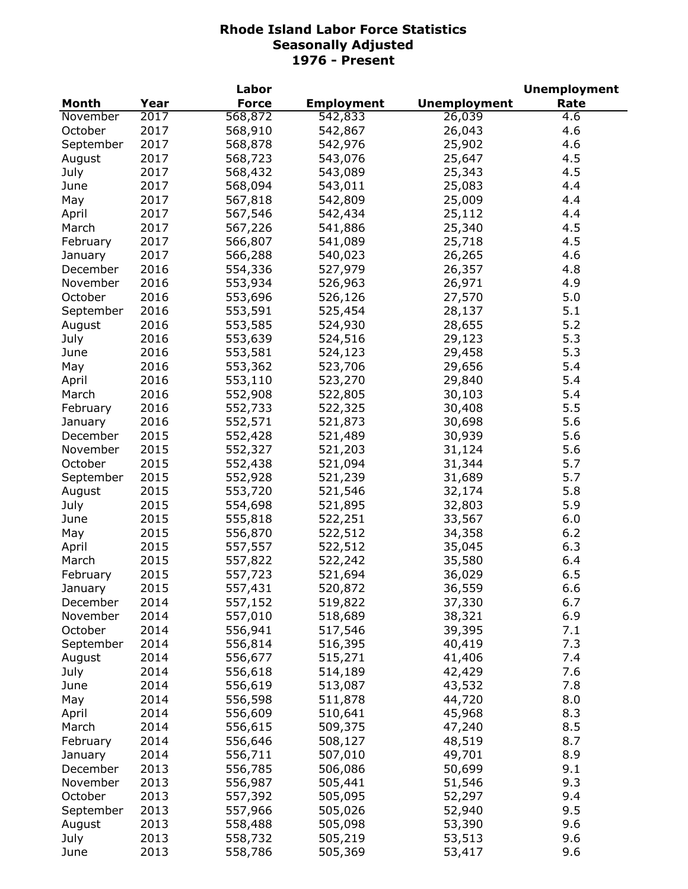# Rhode Island Labor Force Statistics
## Seasonally Adjusted
## 1976 - Present

| Month | Year | Labor Force | Employment | Unemployment | Unemployment Rate |
|---|---|---|---|---|---|
| November | 2017 | 568,872 | 542,833 | 26,039 | 4.6 |
| October | 2017 | 568,910 | 542,867 | 26,043 | 4.6 |
| September | 2017 | 568,878 | 542,976 | 25,902 | 4.6 |
| August | 2017 | 568,723 | 543,076 | 25,647 | 4.5 |
| July | 2017 | 568,432 | 543,089 | 25,343 | 4.5 |
| June | 2017 | 568,094 | 543,011 | 25,083 | 4.4 |
| May | 2017 | 567,818 | 542,809 | 25,009 | 4.4 |
| April | 2017 | 567,546 | 542,434 | 25,112 | 4.4 |
| March | 2017 | 567,226 | 541,886 | 25,340 | 4.5 |
| February | 2017 | 566,807 | 541,089 | 25,718 | 4.5 |
| January | 2017 | 566,288 | 540,023 | 26,265 | 4.6 |
| December | 2016 | 554,336 | 527,979 | 26,357 | 4.8 |
| November | 2016 | 553,934 | 526,963 | 26,971 | 4.9 |
| October | 2016 | 553,696 | 526,126 | 27,570 | 5.0 |
| September | 2016 | 553,591 | 525,454 | 28,137 | 5.1 |
| August | 2016 | 553,585 | 524,930 | 28,655 | 5.2 |
| July | 2016 | 553,639 | 524,516 | 29,123 | 5.3 |
| June | 2016 | 553,581 | 524,123 | 29,458 | 5.3 |
| May | 2016 | 553,362 | 523,706 | 29,656 | 5.4 |
| April | 2016 | 553,110 | 523,270 | 29,840 | 5.4 |
| March | 2016 | 552,908 | 522,805 | 30,103 | 5.4 |
| February | 2016 | 552,733 | 522,325 | 30,408 | 5.5 |
| January | 2016 | 552,571 | 521,873 | 30,698 | 5.6 |
| December | 2015 | 552,428 | 521,489 | 30,939 | 5.6 |
| November | 2015 | 552,327 | 521,203 | 31,124 | 5.6 |
| October | 2015 | 552,438 | 521,094 | 31,344 | 5.7 |
| September | 2015 | 552,928 | 521,239 | 31,689 | 5.7 |
| August | 2015 | 553,720 | 521,546 | 32,174 | 5.8 |
| July | 2015 | 554,698 | 521,895 | 32,803 | 5.9 |
| June | 2015 | 555,818 | 522,251 | 33,567 | 6.0 |
| May | 2015 | 556,870 | 522,512 | 34,358 | 6.2 |
| April | 2015 | 557,557 | 522,512 | 35,045 | 6.3 |
| March | 2015 | 557,822 | 522,242 | 35,580 | 6.4 |
| February | 2015 | 557,723 | 521,694 | 36,029 | 6.5 |
| January | 2015 | 557,431 | 520,872 | 36,559 | 6.6 |
| December | 2014 | 557,152 | 519,822 | 37,330 | 6.7 |
| November | 2014 | 557,010 | 518,689 | 38,321 | 6.9 |
| October | 2014 | 556,941 | 517,546 | 39,395 | 7.1 |
| September | 2014 | 556,814 | 516,395 | 40,419 | 7.3 |
| August | 2014 | 556,677 | 515,271 | 41,406 | 7.4 |
| July | 2014 | 556,618 | 514,189 | 42,429 | 7.6 |
| June | 2014 | 556,619 | 513,087 | 43,532 | 7.8 |
| May | 2014 | 556,598 | 511,878 | 44,720 | 8.0 |
| April | 2014 | 556,609 | 510,641 | 45,968 | 8.3 |
| March | 2014 | 556,615 | 509,375 | 47,240 | 8.5 |
| February | 2014 | 556,646 | 508,127 | 48,519 | 8.7 |
| January | 2014 | 556,711 | 507,010 | 49,701 | 8.9 |
| December | 2013 | 556,785 | 506,086 | 50,699 | 9.1 |
| November | 2013 | 556,987 | 505,441 | 51,546 | 9.3 |
| October | 2013 | 557,392 | 505,095 | 52,297 | 9.4 |
| September | 2013 | 557,966 | 505,026 | 52,940 | 9.5 |
| August | 2013 | 558,488 | 505,098 | 53,390 | 9.6 |
| July | 2013 | 558,732 | 505,219 | 53,513 | 9.6 |
| June | 2013 | 558,786 | 505,369 | 53,417 | 9.6 |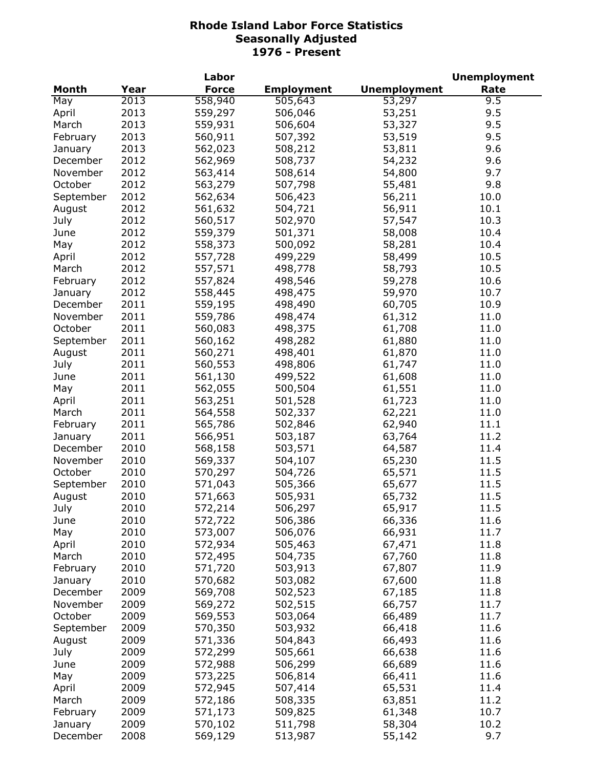# Rhode Island Labor Force Statistics
## Seasonally Adjusted
## 1976 - Present

| Month | Year | Labor Force | Employment | Unemployment | Unemployment Rate |
|---|---|---|---|---|---|
| May | 2013 | 558,940 | 505,643 | 53,297 | 9.5 |
| April | 2013 | 559,297 | 506,046 | 53,251 | 9.5 |
| March | 2013 | 559,931 | 506,604 | 53,327 | 9.5 |
| February | 2013 | 560,911 | 507,392 | 53,519 | 9.5 |
| January | 2013 | 562,023 | 508,212 | 53,811 | 9.6 |
| December | 2012 | 562,969 | 508,737 | 54,232 | 9.6 |
| November | 2012 | 563,414 | 508,614 | 54,800 | 9.7 |
| October | 2012 | 563,279 | 507,798 | 55,481 | 9.8 |
| September | 2012 | 562,634 | 506,423 | 56,211 | 10.0 |
| August | 2012 | 561,632 | 504,721 | 56,911 | 10.1 |
| July | 2012 | 560,517 | 502,970 | 57,547 | 10.3 |
| June | 2012 | 559,379 | 501,371 | 58,008 | 10.4 |
| May | 2012 | 558,373 | 500,092 | 58,281 | 10.4 |
| April | 2012 | 557,728 | 499,229 | 58,499 | 10.5 |
| March | 2012 | 557,571 | 498,778 | 58,793 | 10.5 |
| February | 2012 | 557,824 | 498,546 | 59,278 | 10.6 |
| January | 2012 | 558,445 | 498,475 | 59,970 | 10.7 |
| December | 2011 | 559,195 | 498,490 | 60,705 | 10.9 |
| November | 2011 | 559,786 | 498,474 | 61,312 | 11.0 |
| October | 2011 | 560,083 | 498,375 | 61,708 | 11.0 |
| September | 2011 | 560,162 | 498,282 | 61,880 | 11.0 |
| August | 2011 | 560,271 | 498,401 | 61,870 | 11.0 |
| July | 2011 | 560,553 | 498,806 | 61,747 | 11.0 |
| June | 2011 | 561,130 | 499,522 | 61,608 | 11.0 |
| May | 2011 | 562,055 | 500,504 | 61,551 | 11.0 |
| April | 2011 | 563,251 | 501,528 | 61,723 | 11.0 |
| March | 2011 | 564,558 | 502,337 | 62,221 | 11.0 |
| February | 2011 | 565,786 | 502,846 | 62,940 | 11.1 |
| January | 2011 | 566,951 | 503,187 | 63,764 | 11.2 |
| December | 2010 | 568,158 | 503,571 | 64,587 | 11.4 |
| November | 2010 | 569,337 | 504,107 | 65,230 | 11.5 |
| October | 2010 | 570,297 | 504,726 | 65,571 | 11.5 |
| September | 2010 | 571,043 | 505,366 | 65,677 | 11.5 |
| August | 2010 | 571,663 | 505,931 | 65,732 | 11.5 |
| July | 2010 | 572,214 | 506,297 | 65,917 | 11.5 |
| June | 2010 | 572,722 | 506,386 | 66,336 | 11.6 |
| May | 2010 | 573,007 | 506,076 | 66,931 | 11.7 |
| April | 2010 | 572,934 | 505,463 | 67,471 | 11.8 |
| March | 2010 | 572,495 | 504,735 | 67,760 | 11.8 |
| February | 2010 | 571,720 | 503,913 | 67,807 | 11.9 |
| January | 2010 | 570,682 | 503,082 | 67,600 | 11.8 |
| December | 2009 | 569,708 | 502,523 | 67,185 | 11.8 |
| November | 2009 | 569,272 | 502,515 | 66,757 | 11.7 |
| October | 2009 | 569,553 | 503,064 | 66,489 | 11.7 |
| September | 2009 | 570,350 | 503,932 | 66,418 | 11.6 |
| August | 2009 | 571,336 | 504,843 | 66,493 | 11.6 |
| July | 2009 | 572,299 | 505,661 | 66,638 | 11.6 |
| June | 2009 | 572,988 | 506,299 | 66,689 | 11.6 |
| May | 2009 | 573,225 | 506,814 | 66,411 | 11.6 |
| April | 2009 | 572,945 | 507,414 | 65,531 | 11.4 |
| March | 2009 | 572,186 | 508,335 | 63,851 | 11.2 |
| February | 2009 | 571,173 | 509,825 | 61,348 | 10.7 |
| January | 2009 | 570,102 | 511,798 | 58,304 | 10.2 |
| December | 2008 | 569,129 | 513,987 | 55,142 | 9.7 |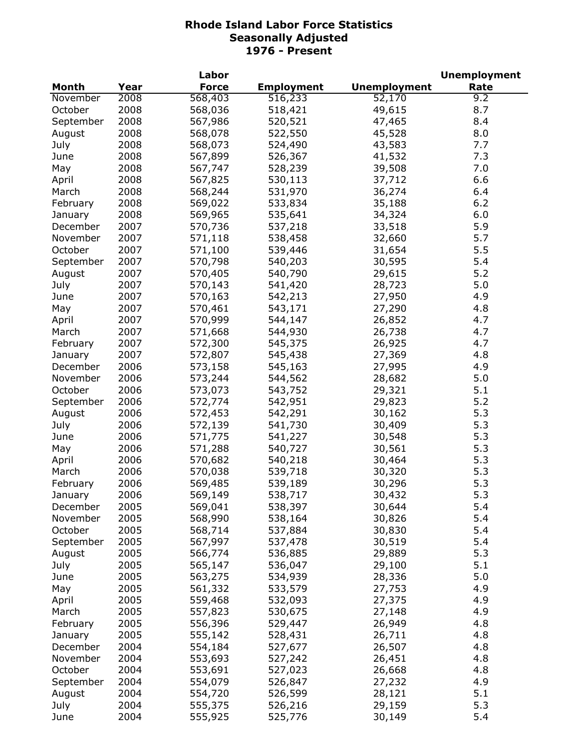# Rhode Island Labor Force Statistics
## Seasonally Adjusted
## 1976 - Present

| Month | Year | Labor Force | Employment | Unemployment | Unemployment Rate |
|---|---|---|---|---|---|
| November | 2008 | 568,403 | 516,233 | 52,170 | 9.2 |
| October | 2008 | 568,036 | 518,421 | 49,615 | 8.7 |
| September | 2008 | 567,986 | 520,521 | 47,465 | 8.4 |
| August | 2008 | 568,078 | 522,550 | 45,528 | 8.0 |
| July | 2008 | 568,073 | 524,490 | 43,583 | 7.7 |
| June | 2008 | 567,899 | 526,367 | 41,532 | 7.3 |
| May | 2008 | 567,747 | 528,239 | 39,508 | 7.0 |
| April | 2008 | 567,825 | 530,113 | 37,712 | 6.6 |
| March | 2008 | 568,244 | 531,970 | 36,274 | 6.4 |
| February | 2008 | 569,022 | 533,834 | 35,188 | 6.2 |
| January | 2008 | 569,965 | 535,641 | 34,324 | 6.0 |
| December | 2007 | 570,736 | 537,218 | 33,518 | 5.9 |
| November | 2007 | 571,118 | 538,458 | 32,660 | 5.7 |
| October | 2007 | 571,100 | 539,446 | 31,654 | 5.5 |
| September | 2007 | 570,798 | 540,203 | 30,595 | 5.4 |
| August | 2007 | 570,405 | 540,790 | 29,615 | 5.2 |
| July | 2007 | 570,143 | 541,420 | 28,723 | 5.0 |
| June | 2007 | 570,163 | 542,213 | 27,950 | 4.9 |
| May | 2007 | 570,461 | 543,171 | 27,290 | 4.8 |
| April | 2007 | 570,999 | 544,147 | 26,852 | 4.7 |
| March | 2007 | 571,668 | 544,930 | 26,738 | 4.7 |
| February | 2007 | 572,300 | 545,375 | 26,925 | 4.7 |
| January | 2007 | 572,807 | 545,438 | 27,369 | 4.8 |
| December | 2006 | 573,158 | 545,163 | 27,995 | 4.9 |
| November | 2006 | 573,244 | 544,562 | 28,682 | 5.0 |
| October | 2006 | 573,073 | 543,752 | 29,321 | 5.1 |
| September | 2006 | 572,774 | 542,951 | 29,823 | 5.2 |
| August | 2006 | 572,453 | 542,291 | 30,162 | 5.3 |
| July | 2006 | 572,139 | 541,730 | 30,409 | 5.3 |
| June | 2006 | 571,775 | 541,227 | 30,548 | 5.3 |
| May | 2006 | 571,288 | 540,727 | 30,561 | 5.3 |
| April | 2006 | 570,682 | 540,218 | 30,464 | 5.3 |
| March | 2006 | 570,038 | 539,718 | 30,320 | 5.3 |
| February | 2006 | 569,485 | 539,189 | 30,296 | 5.3 |
| January | 2006 | 569,149 | 538,717 | 30,432 | 5.3 |
| December | 2005 | 569,041 | 538,397 | 30,644 | 5.4 |
| November | 2005 | 568,990 | 538,164 | 30,826 | 5.4 |
| October | 2005 | 568,714 | 537,884 | 30,830 | 5.4 |
| September | 2005 | 567,997 | 537,478 | 30,519 | 5.4 |
| August | 2005 | 566,774 | 536,885 | 29,889 | 5.3 |
| July | 2005 | 565,147 | 536,047 | 29,100 | 5.1 |
| June | 2005 | 563,275 | 534,939 | 28,336 | 5.0 |
| May | 2005 | 561,332 | 533,579 | 27,753 | 4.9 |
| April | 2005 | 559,468 | 532,093 | 27,375 | 4.9 |
| March | 2005 | 557,823 | 530,675 | 27,148 | 4.9 |
| February | 2005 | 556,396 | 529,447 | 26,949 | 4.8 |
| January | 2005 | 555,142 | 528,431 | 26,711 | 4.8 |
| December | 2004 | 554,184 | 527,677 | 26,507 | 4.8 |
| November | 2004 | 553,693 | 527,242 | 26,451 | 4.8 |
| October | 2004 | 553,691 | 527,023 | 26,668 | 4.8 |
| September | 2004 | 554,079 | 526,847 | 27,232 | 4.9 |
| August | 2004 | 554,720 | 526,599 | 28,121 | 5.1 |
| July | 2004 | 555,375 | 526,216 | 29,159 | 5.3 |
| June | 2004 | 555,925 | 525,776 | 30,149 | 5.4 |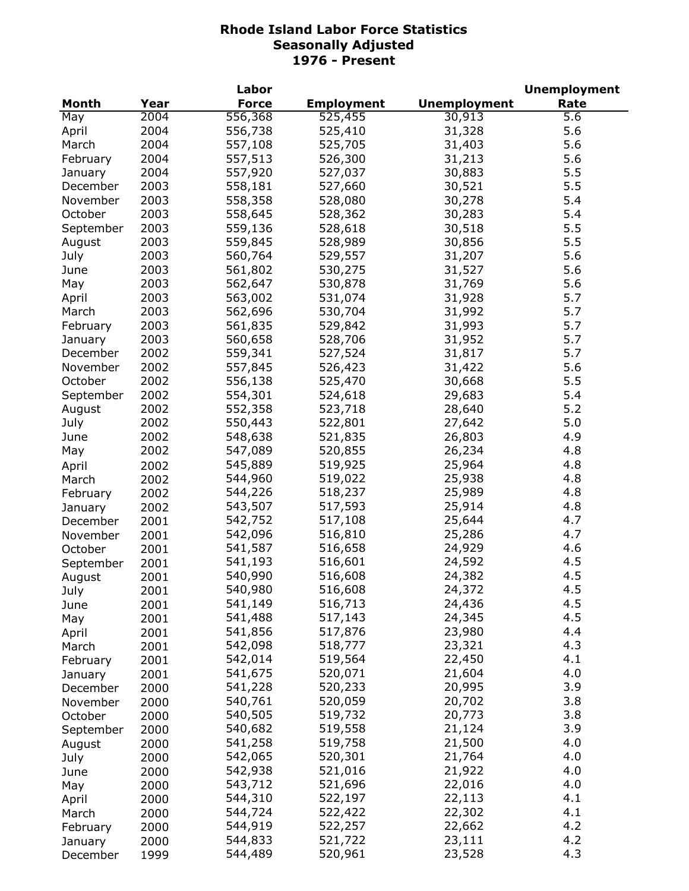# Rhode Island Labor Force Statistics
## Seasonally Adjusted
## 1976 - Present

| Month | Year | Labor Force | Employment | Unemployment | Unemployment Rate |
|---|---|---|---|---|---|
| May | 2004 | 556,368 | 525,455 | 30,913 | 5.6 |
| April | 2004 | 556,738 | 525,410 | 31,328 | 5.6 |
| March | 2004 | 557,108 | 525,705 | 31,403 | 5.6 |
| February | 2004 | 557,513 | 526,300 | 31,213 | 5.6 |
| January | 2004 | 557,920 | 527,037 | 30,883 | 5.5 |
| December | 2003 | 558,181 | 527,660 | 30,521 | 5.5 |
| November | 2003 | 558,358 | 528,080 | 30,278 | 5.4 |
| October | 2003 | 558,645 | 528,362 | 30,283 | 5.4 |
| September | 2003 | 559,136 | 528,618 | 30,518 | 5.5 |
| August | 2003 | 559,845 | 528,989 | 30,856 | 5.5 |
| July | 2003 | 560,764 | 529,557 | 31,207 | 5.6 |
| June | 2003 | 561,802 | 530,275 | 31,527 | 5.6 |
| May | 2003 | 562,647 | 530,878 | 31,769 | 5.6 |
| April | 2003 | 563,002 | 531,074 | 31,928 | 5.7 |
| March | 2003 | 562,696 | 530,704 | 31,992 | 5.7 |
| February | 2003 | 561,835 | 529,842 | 31,993 | 5.7 |
| January | 2003 | 560,658 | 528,706 | 31,952 | 5.7 |
| December | 2002 | 559,341 | 527,524 | 31,817 | 5.7 |
| November | 2002 | 557,845 | 526,423 | 31,422 | 5.6 |
| October | 2002 | 556,138 | 525,470 | 30,668 | 5.5 |
| September | 2002 | 554,301 | 524,618 | 29,683 | 5.4 |
| August | 2002 | 552,358 | 523,718 | 28,640 | 5.2 |
| July | 2002 | 550,443 | 522,801 | 27,642 | 5.0 |
| June | 2002 | 548,638 | 521,835 | 26,803 | 4.9 |
| May | 2002 | 547,089 | 520,855 | 26,234 | 4.8 |
| April | 2002 | 545,889 | 519,925 | 25,964 | 4.8 |
| March | 2002 | 544,960 | 519,022 | 25,938 | 4.8 |
| February | 2002 | 544,226 | 518,237 | 25,989 | 4.8 |
| January | 2002 | 543,507 | 517,593 | 25,914 | 4.8 |
| December | 2001 | 542,752 | 517,108 | 25,644 | 4.7 |
| November | 2001 | 542,096 | 516,810 | 25,286 | 4.7 |
| October | 2001 | 541,587 | 516,658 | 24,929 | 4.6 |
| September | 2001 | 541,193 | 516,601 | 24,592 | 4.5 |
| August | 2001 | 540,990 | 516,608 | 24,382 | 4.5 |
| July | 2001 | 540,980 | 516,608 | 24,372 | 4.5 |
| June | 2001 | 541,149 | 516,713 | 24,436 | 4.5 |
| May | 2001 | 541,488 | 517,143 | 24,345 | 4.5 |
| April | 2001 | 541,856 | 517,876 | 23,980 | 4.4 |
| March | 2001 | 542,098 | 518,777 | 23,321 | 4.3 |
| February | 2001 | 542,014 | 519,564 | 22,450 | 4.1 |
| January | 2001 | 541,675 | 520,071 | 21,604 | 4.0 |
| December | 2000 | 541,228 | 520,233 | 20,995 | 3.9 |
| November | 2000 | 540,761 | 520,059 | 20,702 | 3.8 |
| October | 2000 | 540,505 | 519,732 | 20,773 | 3.8 |
| September | 2000 | 540,682 | 519,558 | 21,124 | 3.9 |
| August | 2000 | 541,258 | 519,758 | 21,500 | 4.0 |
| July | 2000 | 542,065 | 520,301 | 21,764 | 4.0 |
| June | 2000 | 542,938 | 521,016 | 21,922 | 4.0 |
| May | 2000 | 543,712 | 521,696 | 22,016 | 4.0 |
| April | 2000 | 544,310 | 522,197 | 22,113 | 4.1 |
| March | 2000 | 544,724 | 522,422 | 22,302 | 4.1 |
| February | 2000 | 544,919 | 522,257 | 22,662 | 4.2 |
| January | 2000 | 544,833 | 521,722 | 23,111 | 4.2 |
| December | 1999 | 544,489 | 520,961 | 23,528 | 4.3 |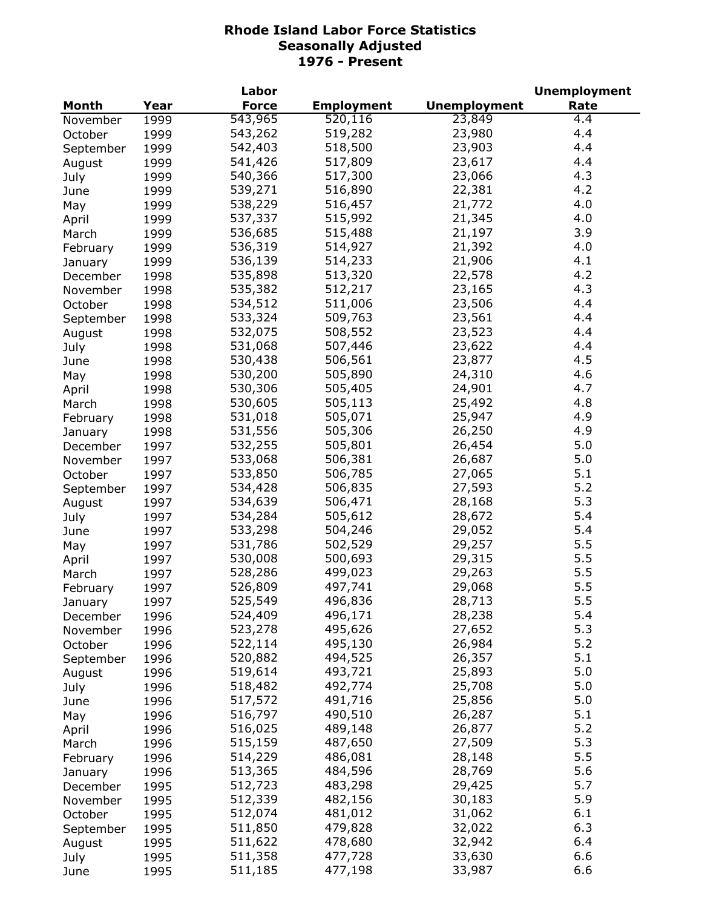**Rhode Island Labor Force Statistics**
**Seasonally Adjusted**
**1976 - Present**

| Month | Year | Labor Force | Employment | Unemployment | Unemployment Rate |
|---|---|---|---|---|---|
| November | 1999 | 543,965 | 520,116 | 23,849 | 4.4 |
| October | 1999 | 543,262 | 519,282 | 23,980 | 4.4 |
| September | 1999 | 542,403 | 518,500 | 23,903 | 4.4 |
| August | 1999 | 541,426 | 517,809 | 23,617 | 4.4 |
| July | 1999 | 540,366 | 517,300 | 23,066 | 4.3 |
| June | 1999 | 539,271 | 516,890 | 22,381 | 4.2 |
| May | 1999 | 538,229 | 516,457 | 21,772 | 4.0 |
| April | 1999 | 537,337 | 515,992 | 21,345 | 4.0 |
| March | 1999 | 536,685 | 515,488 | 21,197 | 3.9 |
| February | 1999 | 536,319 | 514,927 | 21,392 | 4.0 |
| January | 1999 | 536,139 | 514,233 | 21,906 | 4.1 |
| December | 1998 | 535,898 | 513,320 | 22,578 | 4.2 |
| November | 1998 | 535,382 | 512,217 | 23,165 | 4.3 |
| October | 1998 | 534,512 | 511,006 | 23,506 | 4.4 |
| September | 1998 | 533,324 | 509,763 | 23,561 | 4.4 |
| August | 1998 | 532,075 | 508,552 | 23,523 | 4.4 |
| July | 1998 | 531,068 | 507,446 | 23,622 | 4.4 |
| June | 1998 | 530,438 | 506,561 | 23,877 | 4.5 |
| May | 1998 | 530,200 | 505,890 | 24,310 | 4.6 |
| April | 1998 | 530,306 | 505,405 | 24,901 | 4.7 |
| March | 1998 | 530,605 | 505,113 | 25,492 | 4.8 |
| February | 1998 | 531,018 | 505,071 | 25,947 | 4.9 |
| January | 1998 | 531,556 | 505,306 | 26,250 | 4.9 |
| December | 1997 | 532,255 | 505,801 | 26,454 | 5.0 |
| November | 1997 | 533,068 | 506,381 | 26,687 | 5.0 |
| October | 1997 | 533,850 | 506,785 | 27,065 | 5.1 |
| September | 1997 | 534,428 | 506,835 | 27,593 | 5.2 |
| August | 1997 | 534,639 | 506,471 | 28,168 | 5.3 |
| July | 1997 | 534,284 | 505,612 | 28,672 | 5.4 |
| June | 1997 | 533,298 | 504,246 | 29,052 | 5.4 |
| May | 1997 | 531,786 | 502,529 | 29,257 | 5.5 |
| April | 1997 | 530,008 | 500,693 | 29,315 | 5.5 |
| March | 1997 | 528,286 | 499,023 | 29,263 | 5.5 |
| February | 1997 | 526,809 | 497,741 | 29,068 | 5.5 |
| January | 1997 | 525,549 | 496,836 | 28,713 | 5.5 |
| December | 1996 | 524,409 | 496,171 | 28,238 | 5.4 |
| November | 1996 | 523,278 | 495,626 | 27,652 | 5.3 |
| October | 1996 | 522,114 | 495,130 | 26,984 | 5.2 |
| September | 1996 | 520,882 | 494,525 | 26,357 | 5.1 |
| August | 1996 | 519,614 | 493,721 | 25,893 | 5.0 |
| July | 1996 | 518,482 | 492,774 | 25,708 | 5.0 |
| June | 1996 | 517,572 | 491,716 | 25,856 | 5.0 |
| May | 1996 | 516,797 | 490,510 | 26,287 | 5.1 |
| April | 1996 | 516,025 | 489,148 | 26,877 | 5.2 |
| March | 1996 | 515,159 | 487,650 | 27,509 | 5.3 |
| February | 1996 | 514,229 | 486,081 | 28,148 | 5.5 |
| January | 1996 | 513,365 | 484,596 | 28,769 | 5.6 |
| December | 1995 | 512,723 | 483,298 | 29,425 | 5.7 |
| November | 1995 | 512,339 | 482,156 | 30,183 | 5.9 |
| October | 1995 | 512,074 | 481,012 | 31,062 | 6.1 |
| September | 1995 | 511,850 | 479,828 | 32,022 | 6.3 |
| August | 1995 | 511,622 | 478,680 | 32,942 | 6.4 |
| July | 1995 | 511,358 | 477,728 | 33,630 | 6.6 |
| June | 1995 | 511,185 | 477,198 | 33,987 | 6.6 |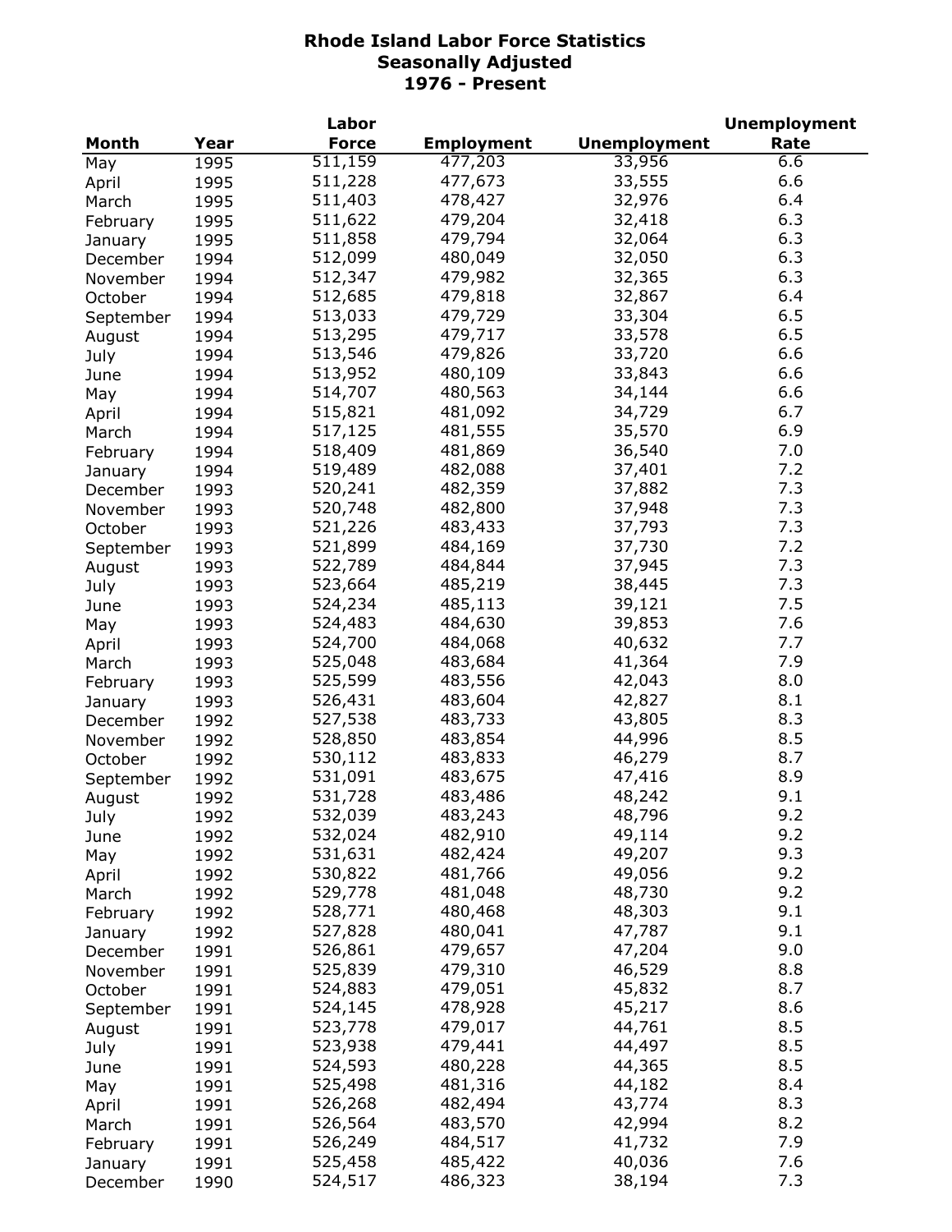# Rhode Island Labor Force Statistics
## Seasonally Adjusted
## 1976 - Present

| Month | Year | Labor Force | Employment | Unemployment | Unemployment Rate |
|---|---|---|---|---|---|
| May | 1995 | 511,159 | 477,203 | 33,956 | 6.6 |
| April | 1995 | 511,228 | 477,673 | 33,555 | 6.6 |
| March | 1995 | 511,403 | 478,427 | 32,976 | 6.4 |
| February | 1995 | 511,622 | 479,204 | 32,418 | 6.3 |
| January | 1995 | 511,858 | 479,794 | 32,064 | 6.3 |
| December | 1994 | 512,099 | 480,049 | 32,050 | 6.3 |
| November | 1994 | 512,347 | 479,982 | 32,365 | 6.3 |
| October | 1994 | 512,685 | 479,818 | 32,867 | 6.4 |
| September | 1994 | 513,033 | 479,729 | 33,304 | 6.5 |
| August | 1994 | 513,295 | 479,717 | 33,578 | 6.5 |
| July | 1994 | 513,546 | 479,826 | 33,720 | 6.6 |
| June | 1994 | 513,952 | 480,109 | 33,843 | 6.6 |
| May | 1994 | 514,707 | 480,563 | 34,144 | 6.6 |
| April | 1994 | 515,821 | 481,092 | 34,729 | 6.7 |
| March | 1994 | 517,125 | 481,555 | 35,570 | 6.9 |
| February | 1994 | 518,409 | 481,869 | 36,540 | 7.0 |
| January | 1994 | 519,489 | 482,088 | 37,401 | 7.2 |
| December | 1993 | 520,241 | 482,359 | 37,882 | 7.3 |
| November | 1993 | 520,748 | 482,800 | 37,948 | 7.3 |
| October | 1993 | 521,226 | 483,433 | 37,793 | 7.3 |
| September | 1993 | 521,899 | 484,169 | 37,730 | 7.2 |
| August | 1993 | 522,789 | 484,844 | 37,945 | 7.3 |
| July | 1993 | 523,664 | 485,219 | 38,445 | 7.3 |
| June | 1993 | 524,234 | 485,113 | 39,121 | 7.5 |
| May | 1993 | 524,483 | 484,630 | 39,853 | 7.6 |
| April | 1993 | 524,700 | 484,068 | 40,632 | 7.7 |
| March | 1993 | 525,048 | 483,684 | 41,364 | 7.9 |
| February | 1993 | 525,599 | 483,556 | 42,043 | 8.0 |
| January | 1993 | 526,431 | 483,604 | 42,827 | 8.1 |
| December | 1992 | 527,538 | 483,733 | 43,805 | 8.3 |
| November | 1992 | 528,850 | 483,854 | 44,996 | 8.5 |
| October | 1992 | 530,112 | 483,833 | 46,279 | 8.7 |
| September | 1992 | 531,091 | 483,675 | 47,416 | 8.9 |
| August | 1992 | 531,728 | 483,486 | 48,242 | 9.1 |
| July | 1992 | 532,039 | 483,243 | 48,796 | 9.2 |
| June | 1992 | 532,024 | 482,910 | 49,114 | 9.2 |
| May | 1992 | 531,631 | 482,424 | 49,207 | 9.3 |
| April | 1992 | 530,822 | 481,766 | 49,056 | 9.2 |
| March | 1992 | 529,778 | 481,048 | 48,730 | 9.2 |
| February | 1992 | 528,771 | 480,468 | 48,303 | 9.1 |
| January | 1992 | 527,828 | 480,041 | 47,787 | 9.1 |
| December | 1991 | 526,861 | 479,657 | 47,204 | 9.0 |
| November | 1991 | 525,839 | 479,310 | 46,529 | 8.8 |
| October | 1991 | 524,883 | 479,051 | 45,832 | 8.7 |
| September | 1991 | 524,145 | 478,928 | 45,217 | 8.6 |
| August | 1991 | 523,778 | 479,017 | 44,761 | 8.5 |
| July | 1991 | 523,938 | 479,441 | 44,497 | 8.5 |
| June | 1991 | 524,593 | 480,228 | 44,365 | 8.5 |
| May | 1991 | 525,498 | 481,316 | 44,182 | 8.4 |
| April | 1991 | 526,268 | 482,494 | 43,774 | 8.3 |
| March | 1991 | 526,564 | 483,570 | 42,994 | 8.2 |
| February | 1991 | 526,249 | 484,517 | 41,732 | 7.9 |
| January | 1991 | 525,458 | 485,422 | 40,036 | 7.6 |
| December | 1990 | 524,517 | 486,323 | 38,194 | 7.3 |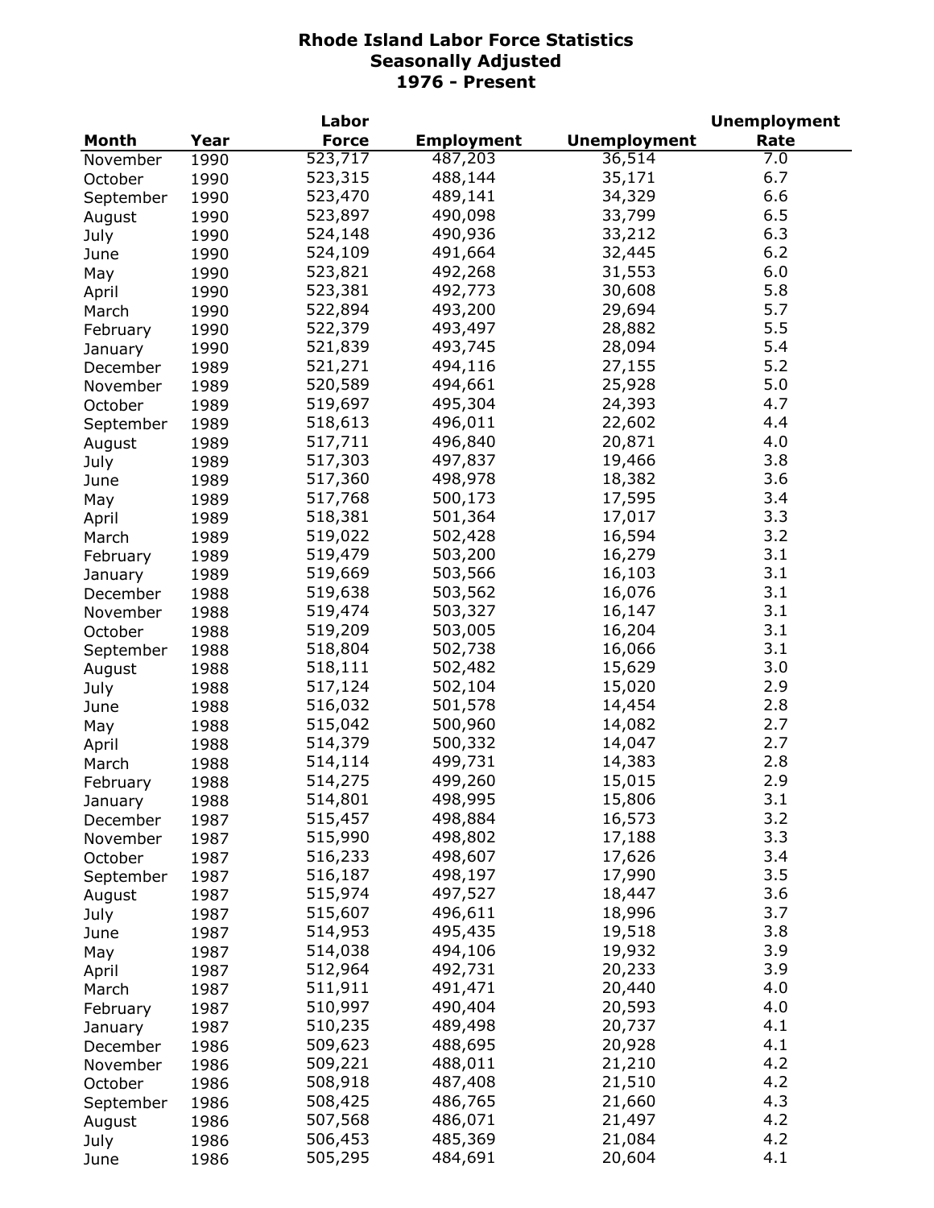# Rhode Island Labor Force Statistics
## Seasonally Adjusted
## 1976 - Present

| Month | Year | Labor Force | Employment | Unemployment | Unemployment Rate |
|---|---|---|---|---|---|
| November | 1990 | 523,717 | 487,203 | 36,514 | 7.0 |
| October | 1990 | 523,315 | 488,144 | 35,171 | 6.7 |
| September | 1990 | 523,470 | 489,141 | 34,329 | 6.6 |
| August | 1990 | 523,897 | 490,098 | 33,799 | 6.5 |
| July | 1990 | 524,148 | 490,936 | 33,212 | 6.3 |
| June | 1990 | 524,109 | 491,664 | 32,445 | 6.2 |
| May | 1990 | 523,821 | 492,268 | 31,553 | 6.0 |
| April | 1990 | 523,381 | 492,773 | 30,608 | 5.8 |
| March | 1990 | 522,894 | 493,200 | 29,694 | 5.7 |
| February | 1990 | 522,379 | 493,497 | 28,882 | 5.5 |
| January | 1990 | 521,839 | 493,745 | 28,094 | 5.4 |
| December | 1989 | 521,271 | 494,116 | 27,155 | 5.2 |
| November | 1989 | 520,589 | 494,661 | 25,928 | 5.0 |
| October | 1989 | 519,697 | 495,304 | 24,393 | 4.7 |
| September | 1989 | 518,613 | 496,011 | 22,602 | 4.4 |
| August | 1989 | 517,711 | 496,840 | 20,871 | 4.0 |
| July | 1989 | 517,303 | 497,837 | 19,466 | 3.8 |
| June | 1989 | 517,360 | 498,978 | 18,382 | 3.6 |
| May | 1989 | 517,768 | 500,173 | 17,595 | 3.4 |
| April | 1989 | 518,381 | 501,364 | 17,017 | 3.3 |
| March | 1989 | 519,022 | 502,428 | 16,594 | 3.2 |
| February | 1989 | 519,479 | 503,200 | 16,279 | 3.1 |
| January | 1989 | 519,669 | 503,566 | 16,103 | 3.1 |
| December | 1988 | 519,638 | 503,562 | 16,076 | 3.1 |
| November | 1988 | 519,474 | 503,327 | 16,147 | 3.1 |
| October | 1988 | 519,209 | 503,005 | 16,204 | 3.1 |
| September | 1988 | 518,804 | 502,738 | 16,066 | 3.1 |
| August | 1988 | 518,111 | 502,482 | 15,629 | 3.0 |
| July | 1988 | 517,124 | 502,104 | 15,020 | 2.9 |
| June | 1988 | 516,032 | 501,578 | 14,454 | 2.8 |
| May | 1988 | 515,042 | 500,960 | 14,082 | 2.7 |
| April | 1988 | 514,379 | 500,332 | 14,047 | 2.7 |
| March | 1988 | 514,114 | 499,731 | 14,383 | 2.8 |
| February | 1988 | 514,275 | 499,260 | 15,015 | 2.9 |
| January | 1988 | 514,801 | 498,995 | 15,806 | 3.1 |
| December | 1987 | 515,457 | 498,884 | 16,573 | 3.2 |
| November | 1987 | 515,990 | 498,802 | 17,188 | 3.3 |
| October | 1987 | 516,233 | 498,607 | 17,626 | 3.4 |
| September | 1987 | 516,187 | 498,197 | 17,990 | 3.5 |
| August | 1987 | 515,974 | 497,527 | 18,447 | 3.6 |
| July | 1987 | 515,607 | 496,611 | 18,996 | 3.7 |
| June | 1987 | 514,953 | 495,435 | 19,518 | 3.8 |
| May | 1987 | 514,038 | 494,106 | 19,932 | 3.9 |
| April | 1987 | 512,964 | 492,731 | 20,233 | 3.9 |
| March | 1987 | 511,911 | 491,471 | 20,440 | 4.0 |
| February | 1987 | 510,997 | 490,404 | 20,593 | 4.0 |
| January | 1987 | 510,235 | 489,498 | 20,737 | 4.1 |
| December | 1986 | 509,623 | 488,695 | 20,928 | 4.1 |
| November | 1986 | 509,221 | 488,011 | 21,210 | 4.2 |
| October | 1986 | 508,918 | 487,408 | 21,510 | 4.2 |
| September | 1986 | 508,425 | 486,765 | 21,660 | 4.3 |
| August | 1986 | 507,568 | 486,071 | 21,497 | 4.2 |
| July | 1986 | 506,453 | 485,369 | 21,084 | 4.2 |
| June | 1986 | 505,295 | 484,691 | 20,604 | 4.1 |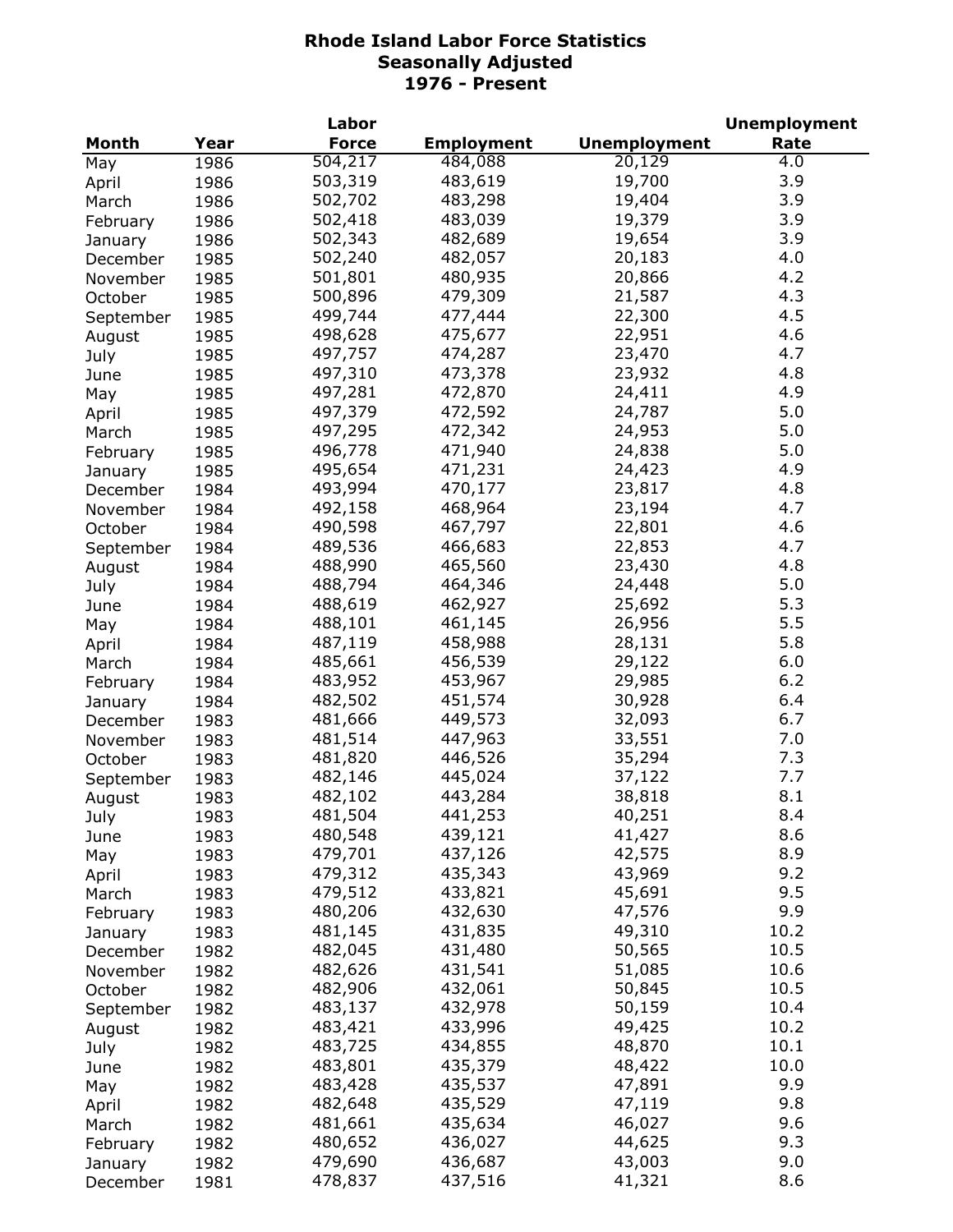# Rhode Island Labor Force Statistics
## Seasonally Adjusted
## 1976 - Present

| Month | Year | Labor Force | Employment | Unemployment | Unemployment Rate |
|---|---|---|---|---|---|
| May | 1986 | 504,217 | 484,088 | 20,129 | 4.0 |
| April | 1986 | 503,319 | 483,619 | 19,700 | 3.9 |
| March | 1986 | 502,702 | 483,298 | 19,404 | 3.9 |
| February | 1986 | 502,418 | 483,039 | 19,379 | 3.9 |
| January | 1986 | 502,343 | 482,689 | 19,654 | 3.9 |
| December | 1985 | 502,240 | 482,057 | 20,183 | 4.0 |
| November | 1985 | 501,801 | 480,935 | 20,866 | 4.2 |
| October | 1985 | 500,896 | 479,309 | 21,587 | 4.3 |
| September | 1985 | 499,744 | 477,444 | 22,300 | 4.5 |
| August | 1985 | 498,628 | 475,677 | 22,951 | 4.6 |
| July | 1985 | 497,757 | 474,287 | 23,470 | 4.7 |
| June | 1985 | 497,310 | 473,378 | 23,932 | 4.8 |
| May | 1985 | 497,281 | 472,870 | 24,411 | 4.9 |
| April | 1985 | 497,379 | 472,592 | 24,787 | 5.0 |
| March | 1985 | 497,295 | 472,342 | 24,953 | 5.0 |
| February | 1985 | 496,778 | 471,940 | 24,838 | 5.0 |
| January | 1985 | 495,654 | 471,231 | 24,423 | 4.9 |
| December | 1984 | 493,994 | 470,177 | 23,817 | 4.8 |
| November | 1984 | 492,158 | 468,964 | 23,194 | 4.7 |
| October | 1984 | 490,598 | 467,797 | 22,801 | 4.6 |
| September | 1984 | 489,536 | 466,683 | 22,853 | 4.7 |
| August | 1984 | 488,990 | 465,560 | 23,430 | 4.8 |
| July | 1984 | 488,794 | 464,346 | 24,448 | 5.0 |
| June | 1984 | 488,619 | 462,927 | 25,692 | 5.3 |
| May | 1984 | 488,101 | 461,145 | 26,956 | 5.5 |
| April | 1984 | 487,119 | 458,988 | 28,131 | 5.8 |
| March | 1984 | 485,661 | 456,539 | 29,122 | 6.0 |
| February | 1984 | 483,952 | 453,967 | 29,985 | 6.2 |
| January | 1984 | 482,502 | 451,574 | 30,928 | 6.4 |
| December | 1983 | 481,666 | 449,573 | 32,093 | 6.7 |
| November | 1983 | 481,514 | 447,963 | 33,551 | 7.0 |
| October | 1983 | 481,820 | 446,526 | 35,294 | 7.3 |
| September | 1983 | 482,146 | 445,024 | 37,122 | 7.7 |
| August | 1983 | 482,102 | 443,284 | 38,818 | 8.1 |
| July | 1983 | 481,504 | 441,253 | 40,251 | 8.4 |
| June | 1983 | 480,548 | 439,121 | 41,427 | 8.6 |
| May | 1983 | 479,701 | 437,126 | 42,575 | 8.9 |
| April | 1983 | 479,312 | 435,343 | 43,969 | 9.2 |
| March | 1983 | 479,512 | 433,821 | 45,691 | 9.5 |
| February | 1983 | 480,206 | 432,630 | 47,576 | 9.9 |
| January | 1983 | 481,145 | 431,835 | 49,310 | 10.2 |
| December | 1982 | 482,045 | 431,480 | 50,565 | 10.5 |
| November | 1982 | 482,626 | 431,541 | 51,085 | 10.6 |
| October | 1982 | 482,906 | 432,061 | 50,845 | 10.5 |
| September | 1982 | 483,137 | 432,978 | 50,159 | 10.4 |
| August | 1982 | 483,421 | 433,996 | 49,425 | 10.2 |
| July | 1982 | 483,725 | 434,855 | 48,870 | 10.1 |
| June | 1982 | 483,801 | 435,379 | 48,422 | 10.0 |
| May | 1982 | 483,428 | 435,537 | 47,891 | 9.9 |
| April | 1982 | 482,648 | 435,529 | 47,119 | 9.8 |
| March | 1982 | 481,661 | 435,634 | 46,027 | 9.6 |
| February | 1982 | 480,652 | 436,027 | 44,625 | 9.3 |
| January | 1982 | 479,690 | 436,687 | 43,003 | 9.0 |
| December | 1981 | 478,837 | 437,516 | 41,321 | 8.6 |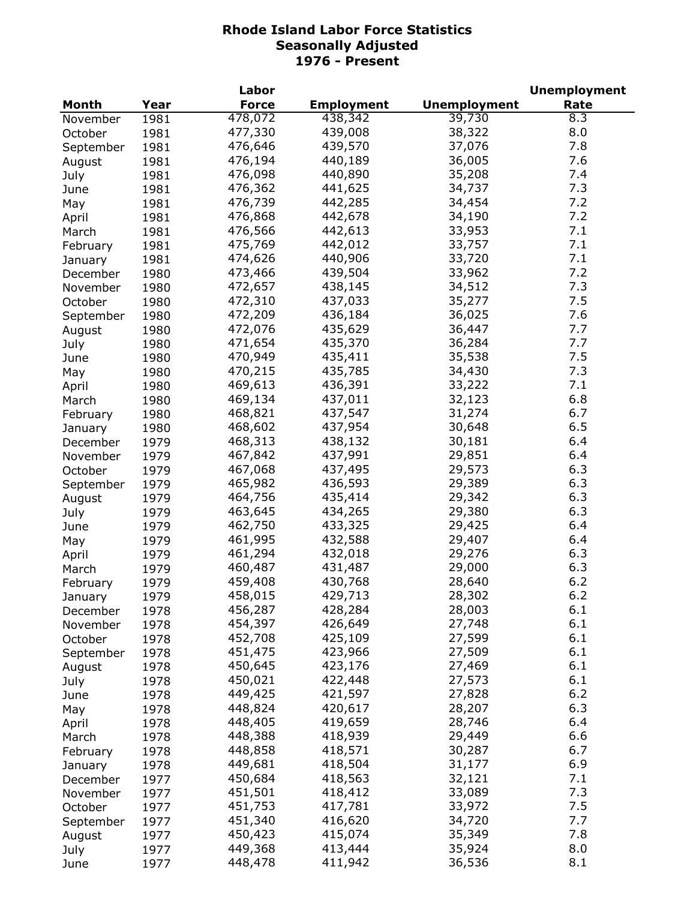# Rhode Island Labor Force Statistics
## Seasonally Adjusted
## 1976 - Present

| Month | Year | Labor Force | Employment | Unemployment | Unemployment Rate |
|---|---|---|---|---|---|
| November | 1981 | 478,072 | 438,342 | 39,730 | 8.3 |
| October | 1981 | 477,330 | 439,008 | 38,322 | 8.0 |
| September | 1981 | 476,646 | 439,570 | 37,076 | 7.8 |
| August | 1981 | 476,194 | 440,189 | 36,005 | 7.6 |
| July | 1981 | 476,098 | 440,890 | 35,208 | 7.4 |
| June | 1981 | 476,362 | 441,625 | 34,737 | 7.3 |
| May | 1981 | 476,739 | 442,285 | 34,454 | 7.2 |
| April | 1981 | 476,868 | 442,678 | 34,190 | 7.2 |
| March | 1981 | 476,566 | 442,613 | 33,953 | 7.1 |
| February | 1981 | 475,769 | 442,012 | 33,757 | 7.1 |
| January | 1981 | 474,626 | 440,906 | 33,720 | 7.1 |
| December | 1980 | 473,466 | 439,504 | 33,962 | 7.2 |
| November | 1980 | 472,657 | 438,145 | 34,512 | 7.3 |
| October | 1980 | 472,310 | 437,033 | 35,277 | 7.5 |
| September | 1980 | 472,209 | 436,184 | 36,025 | 7.6 |
| August | 1980 | 472,076 | 435,629 | 36,447 | 7.7 |
| July | 1980 | 471,654 | 435,370 | 36,284 | 7.7 |
| June | 1980 | 470,949 | 435,411 | 35,538 | 7.5 |
| May | 1980 | 470,215 | 435,785 | 34,430 | 7.3 |
| April | 1980 | 469,613 | 436,391 | 33,222 | 7.1 |
| March | 1980 | 469,134 | 437,011 | 32,123 | 6.8 |
| February | 1980 | 468,821 | 437,547 | 31,274 | 6.7 |
| January | 1980 | 468,602 | 437,954 | 30,648 | 6.5 |
| December | 1979 | 468,313 | 438,132 | 30,181 | 6.4 |
| November | 1979 | 467,842 | 437,991 | 29,851 | 6.4 |
| October | 1979 | 467,068 | 437,495 | 29,573 | 6.3 |
| September | 1979 | 465,982 | 436,593 | 29,389 | 6.3 |
| August | 1979 | 464,756 | 435,414 | 29,342 | 6.3 |
| July | 1979 | 463,645 | 434,265 | 29,380 | 6.3 |
| June | 1979 | 462,750 | 433,325 | 29,425 | 6.4 |
| May | 1979 | 461,995 | 432,588 | 29,407 | 6.4 |
| April | 1979 | 461,294 | 432,018 | 29,276 | 6.3 |
| March | 1979 | 460,487 | 431,487 | 29,000 | 6.3 |
| February | 1979 | 459,408 | 430,768 | 28,640 | 6.2 |
| January | 1979 | 458,015 | 429,713 | 28,302 | 6.2 |
| December | 1978 | 456,287 | 428,284 | 28,003 | 6.1 |
| November | 1978 | 454,397 | 426,649 | 27,748 | 6.1 |
| October | 1978 | 452,708 | 425,109 | 27,599 | 6.1 |
| September | 1978 | 451,475 | 423,966 | 27,509 | 6.1 |
| August | 1978 | 450,645 | 423,176 | 27,469 | 6.1 |
| July | 1978 | 450,021 | 422,448 | 27,573 | 6.1 |
| June | 1978 | 449,425 | 421,597 | 27,828 | 6.2 |
| May | 1978 | 448,824 | 420,617 | 28,207 | 6.3 |
| April | 1978 | 448,405 | 419,659 | 28,746 | 6.4 |
| March | 1978 | 448,388 | 418,939 | 29,449 | 6.6 |
| February | 1978 | 448,858 | 418,571 | 30,287 | 6.7 |
| January | 1978 | 449,681 | 418,504 | 31,177 | 6.9 |
| December | 1977 | 450,684 | 418,563 | 32,121 | 7.1 |
| November | 1977 | 451,501 | 418,412 | 33,089 | 7.3 |
| October | 1977 | 451,753 | 417,781 | 33,972 | 7.5 |
| September | 1977 | 451,340 | 416,620 | 34,720 | 7.7 |
| August | 1977 | 450,423 | 415,074 | 35,349 | 7.8 |
| July | 1977 | 449,368 | 413,444 | 35,924 | 8.0 |
| June | 1977 | 448,478 | 411,942 | 36,536 | 8.1 |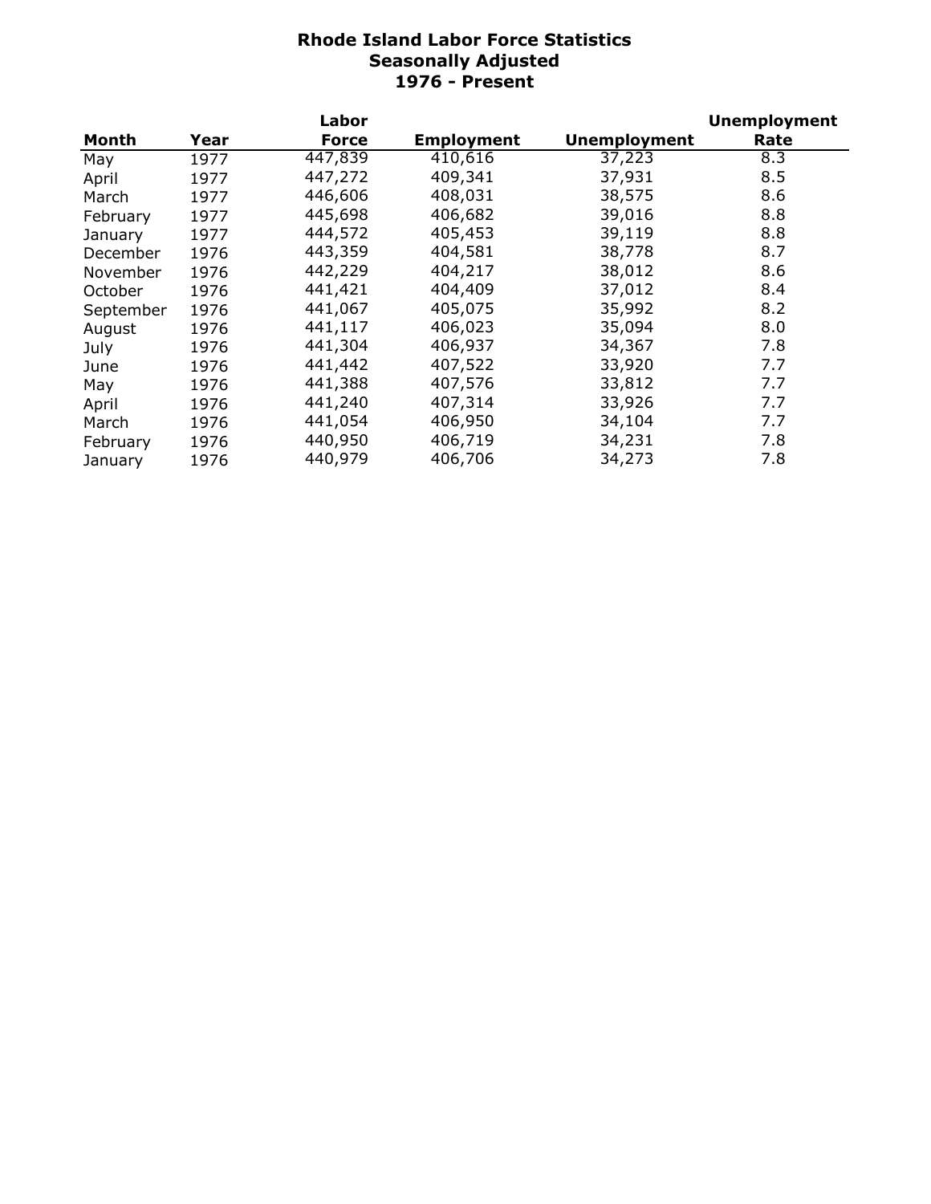# Rhode Island Labor Force Statistics
## Seasonally Adjusted
## 1976 - Present

| Month | Year | Labor Force | Employment | Unemployment | Unemployment Rate |
|---|---|---|---|---|---|
| May | 1977 | 447,839 | 410,616 | 37,223 | 8.3 |
| April | 1977 | 447,272 | 409,341 | 37,931 | 8.5 |
| March | 1977 | 446,606 | 408,031 | 38,575 | 8.6 |
| February | 1977 | 445,698 | 406,682 | 39,016 | 8.8 |
| January | 1977 | 444,572 | 405,453 | 39,119 | 8.8 |
| December | 1976 | 443,359 | 404,581 | 38,778 | 8.7 |
| November | 1976 | 442,229 | 404,217 | 38,012 | 8.6 |
| October | 1976 | 441,421 | 404,409 | 37,012 | 8.4 |
| September | 1976 | 441,067 | 405,075 | 35,992 | 8.2 |
| August | 1976 | 441,117 | 406,023 | 35,094 | 8.0 |
| July | 1976 | 441,304 | 406,937 | 34,367 | 7.8 |
| June | 1976 | 441,442 | 407,522 | 33,920 | 7.7 |
| May | 1976 | 441,388 | 407,576 | 33,812 | 7.7 |
| April | 1976 | 441,240 | 407,314 | 33,926 | 7.7 |
| March | 1976 | 441,054 | 406,950 | 34,104 | 7.7 |
| February | 1976 | 440,950 | 406,719 | 34,231 | 7.8 |
| January | 1976 | 440,979 | 406,706 | 34,273 | 7.8 |